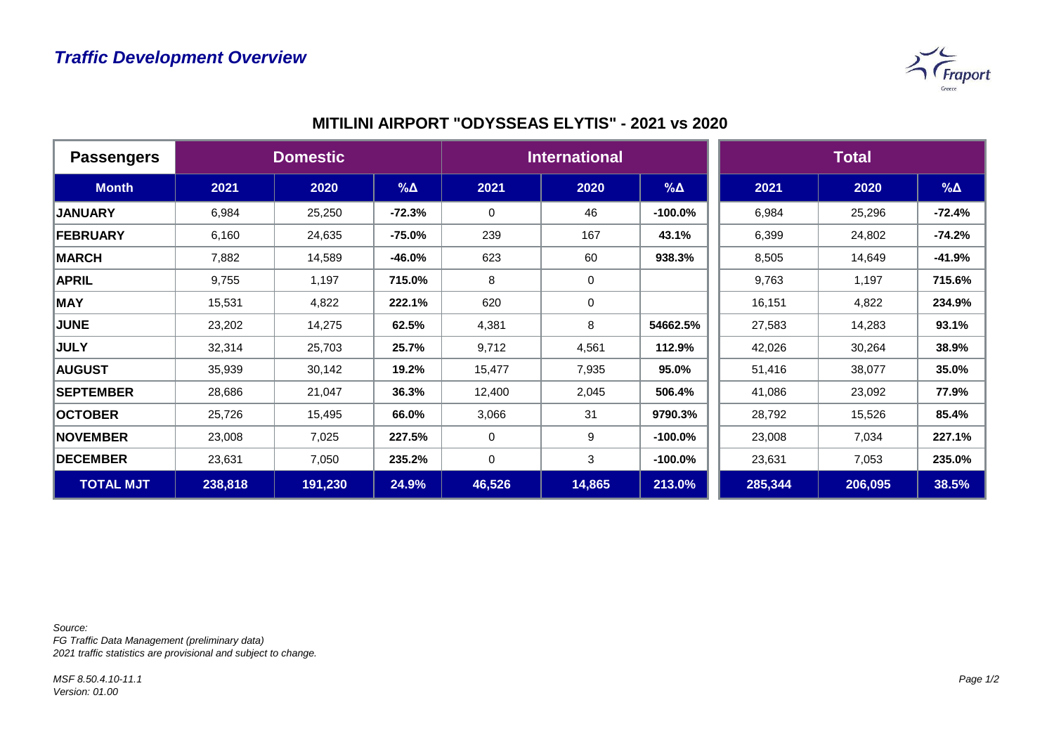## *Traffic Development Overview*

### MITILINI AIRPORT "ODYSSEAS ELYTIS" - 2021 vs 2020

| Passengers | Domestic | | | International | | | Total | | |
|---|---|---|---|---|---|---|---|---|---|
| **Month** | **2021** | **2020** | **%Δ** | **2021** | **2020** | **%Δ** | **2021** | **2020** | **%Δ** |
| **JANUARY** | 6,984 | 25,250 | **-72.3%** | 0 | 46 | **-100.0%** | 6,984 | 25,296 | **-72.4%** |
| **FEBRUARY** | 6,160 | 24,635 | **-75.0%** | 239 | 167 | **43.1%** | 6,399 | 24,802 | **-74.2%** |
| **MARCH** | 7,882 | 14,589 | **-46.0%** | 623 | 60 | **938.3%** | 8,505 | 14,649 | **-41.9%** |
| **APRIL** | 9,755 | 1,197 | **715.0%** | 8 | 0 | | 9,763 | 1,197 | **715.6%** |
| **MAY** | 15,531 | 4,822 | **222.1%** | 620 | 0 | | 16,151 | 4,822 | **234.9%** |
| **JUNE** | 23,202 | 14,275 | **62.5%** | 4,381 | 8 | **54662.5%** | 27,583 | 14,283 | **93.1%** |
| **JULY** | 32,314 | 25,703 | **25.7%** | 9,712 | 4,561 | **112.9%** | 42,026 | 30,264 | **38.9%** |
| **AUGUST** | 35,939 | 30,142 | **19.2%** | 15,477 | 7,935 | **95.0%** | 51,416 | 38,077 | **35.0%** |
| **SEPTEMBER** | 28,686 | 21,047 | **36.3%** | 12,400 | 2,045 | **506.4%** | 41,086 | 23,092 | **77.9%** |
| **OCTOBER** | 25,726 | 15,495 | **66.0%** | 3,066 | 31 | **9790.3%** | 28,792 | 15,526 | **85.4%** |
| **NOVEMBER** | 23,008 | 7,025 | **227.5%** | 0 | 9 | **-100.0%** | 23,008 | 7,034 | **227.1%** |
| **DECEMBER** | 23,631 | 7,050 | **235.2%** | 0 | 3 | **-100.0%** | 23,631 | 7,053 | **235.0%** |
| **TOTAL MJT** | **238,818** | **191,230** | **24.9%** | **46,526** | **14,865** | **213.0%** | **285,344** | **206,095** | **38.5%** |

*Source:*
*FG Traffic Data Management (preliminary data)*
*2021 traffic statistics are provisional and subject to change.*

*MSF 8.50.4.10-11.1*
*Version: 01.00*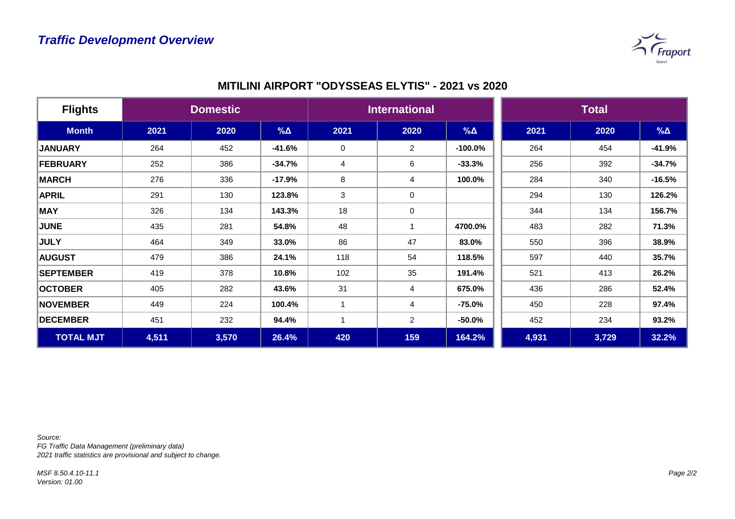## Traffic Development Overview

### MITILINI AIRPORT "ODYSSEAS ELYTIS" - 2021 vs 2020

| Flights | Domestic | | | International | | | Total | | |
|---|---|---|---|---|---|---|---|---|---|
| **Month** | **2021** | **2020** | **%Δ** | **2021** | **2020** | **%Δ** | **2021** | **2020** | **%Δ** |
| **JANUARY** | 264 | 452 | **-41.6%** | 0 | 2 | **-100.0%** | 264 | 454 | **-41.9%** |
| **FEBRUARY** | 252 | 386 | **-34.7%** | 4 | 6 | **-33.3%** | 256 | 392 | **-34.7%** |
| **MARCH** | 276 | 336 | **-17.9%** | 8 | 4 | **100.0%** | 284 | 340 | **-16.5%** |
| **APRIL** | 291 | 130 | **123.8%** | 3 | 0 | | 294 | 130 | **126.2%** |
| **MAY** | 326 | 134 | **143.3%** | 18 | 0 | | 344 | 134 | **156.7%** |
| **JUNE** | 435 | 281 | **54.8%** | 48 | 1 | **4700.0%** | 483 | 282 | **71.3%** |
| **JULY** | 464 | 349 | **33.0%** | 86 | 47 | **83.0%** | 550 | 396 | **38.9%** |
| **AUGUST** | 479 | 386 | **24.1%** | 118 | 54 | **118.5%** | 597 | 440 | **35.7%** |
| **SEPTEMBER** | 419 | 378 | **10.8%** | 102 | 35 | **191.4%** | 521 | 413 | **26.2%** |
| **OCTOBER** | 405 | 282 | **43.6%** | 31 | 4 | **675.0%** | 436 | 286 | **52.4%** |
| **NOVEMBER** | 449 | 224 | **100.4%** | 1 | 4 | **-75.0%** | 450 | 228 | **97.4%** |
| **DECEMBER** | 451 | 232 | **94.4%** | 1 | 2 | **-50.0%** | 452 | 234 | **93.2%** |
| **TOTAL MJT** | **4,511** | **3,570** | **26.4%** | **420** | **159** | **164.2%** | **4,931** | **3,729** | **32.2%** |

*Source:*
*FG Traffic Data Management (preliminary data)*
*2021 traffic statistics are provisional and subject to change.*

*MSF 8.50.4.10-11.1*
*Version: 01.00*